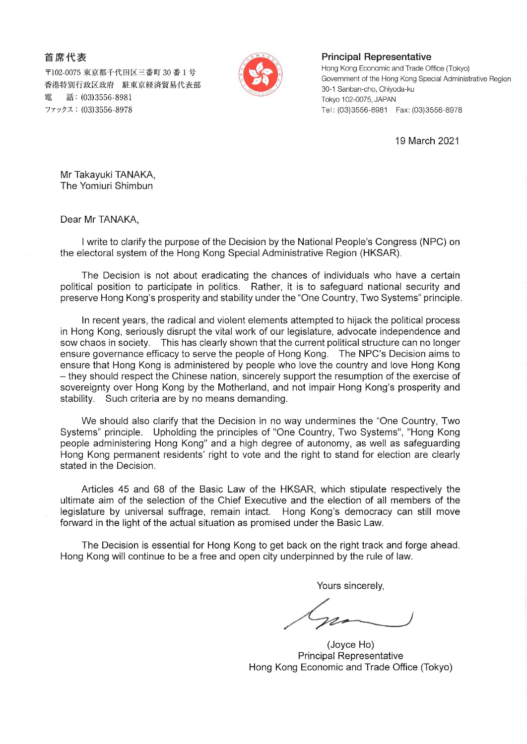首席代表
〒102-0075 東京都千代田区三番町 30 番 1 号
香港特別行政区政府 駐東京経済貿易代表部
電　話：(03)3556-8981
ファックス：(03)3556-8978

**Principal Representative**
Hong Kong Economic and Trade Office (Tokyo)
Government of the Hong Kong Special Administrative Region
30-1 Sanban-cho, Chiyoda-ku
Tokyo 102-0075, JAPAN
Tel: (03)3556-8981 Fax: (03)3556-8978

19 March 2021

Mr Takayuki TANAKA,
The Yomiuri Shimbun

Dear Mr TANAKA,

I write to clarify the purpose of the Decision by the National People's Congress (NPC) on the electoral system of the Hong Kong Special Administrative Region (HKSAR).

The Decision is not about eradicating the chances of individuals who have a certain political position to participate in politics. Rather, it is to safeguard national security and preserve Hong Kong's prosperity and stability under the "One Country, Two Systems" principle.

In recent years, the radical and violent elements attempted to hijack the political process in Hong Kong, seriously disrupt the vital work of our legislature, advocate independence and sow chaos in society. This has clearly shown that the current political structure can no longer ensure governance efficacy to serve the people of Hong Kong. The NPC's Decision aims to ensure that Hong Kong is administered by people who love the country and love Hong Kong – they should respect the Chinese nation, sincerely support the resumption of the exercise of sovereignty over Hong Kong by the Motherland, and not impair Hong Kong's prosperity and stability. Such criteria are by no means demanding.

We should also clarify that the Decision in no way undermines the "One Country, Two Systems" principle. Upholding the principles of "One Country, Two Systems", "Hong Kong people administering Hong Kong" and a high degree of autonomy, as well as safeguarding Hong Kong permanent residents' right to vote and the right to stand for election are clearly stated in the Decision.

Articles 45 and 68 of the Basic Law of the HKSAR, which stipulate respectively the ultimate aim of the selection of the Chief Executive and the election of all members of the legislature by universal suffrage, remain intact. Hong Kong's democracy can still move forward in the light of the actual situation as promised under the Basic Law.

The Decision is essential for Hong Kong to get back on the right track and forge ahead. Hong Kong will continue to be a free and open city underpinned by the rule of law.

Yours sincerely,

(Joyce Ho)
Principal Representative
Hong Kong Economic and Trade Office (Tokyo)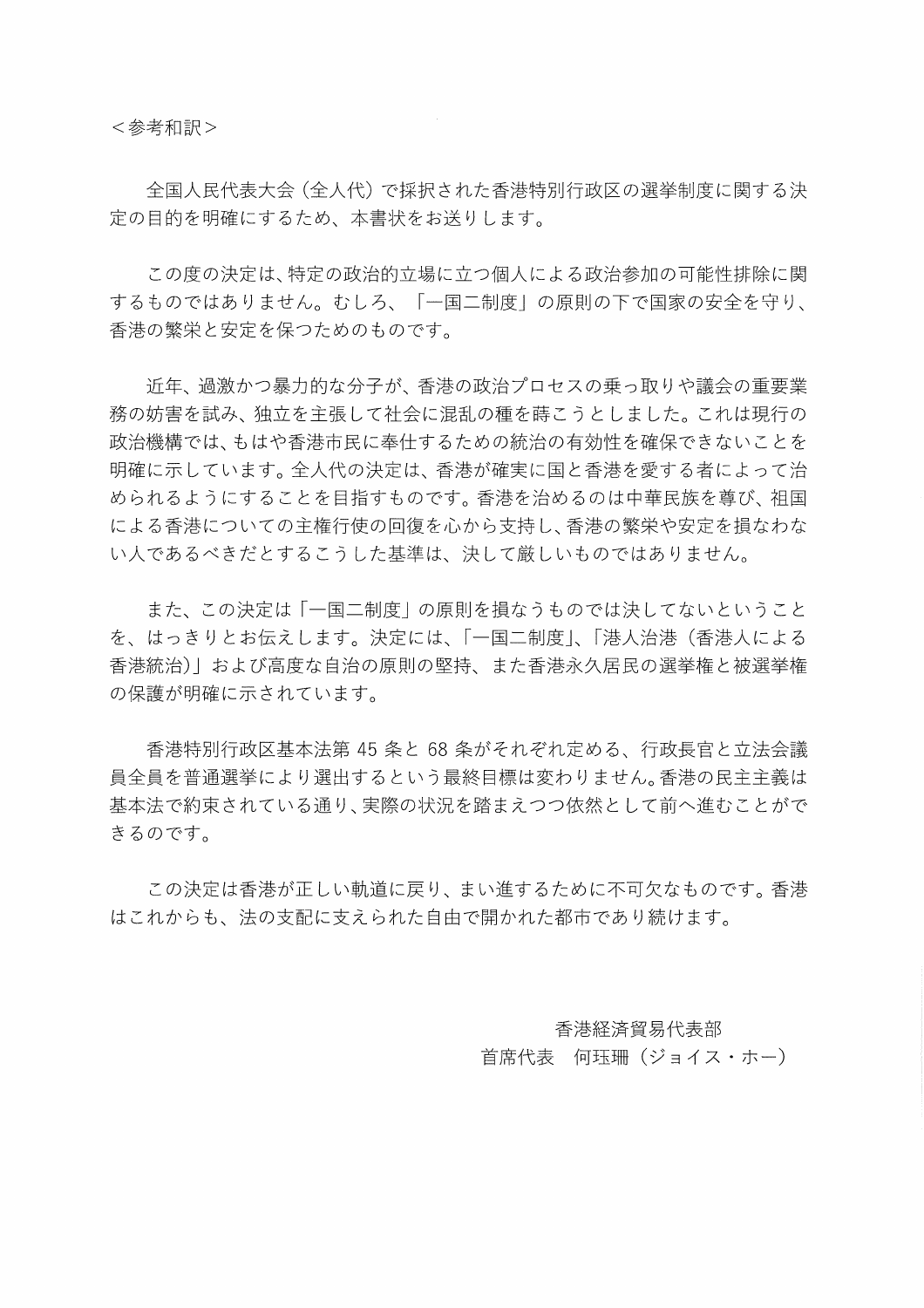＜参考和訳＞

全国人民代表大会（全人代）で採択された香港特別行政区の選挙制度に関する決定の目的を明確にするため、本書状をお送りします。

この度の決定は、特定の政治的立場に立つ個人による政治参加の可能性排除に関するものではありません。むしろ、「一国二制度」の原則の下で国家の安全を守り、香港の繁栄と安定を保つためのものです。

近年、過激かつ暴力的な分子が、香港の政治プロセスの乗っ取りや議会の重要業務の妨害を試み、独立を主張して社会に混乱の種を蒔こうとしました。これは現行の政治機構では、もはや香港市民に奉仕するための統治の有効性を確保できないことを明確に示しています。全人代の決定は、香港が確実に国と香港を愛する者によって治められるようにすることを目指すものです。香港を治めるのは中華民族を尊び、祖国による香港についての主権行使の回復を心から支持し、香港の繁栄や安定を損なわない人であるべきだとするこうした基準は、決して厳しいものではありません。

また、この決定は「一国二制度」の原則を損なうものでは決してないということを、はっきりとお伝えします。決定には、「一国二制度」、「港人治港（香港人による香港統治）」および高度な自治の原則の堅持、また香港永久居民の選挙権と被選挙権の保護が明確に示されています。

香港特別行政区基本法第 45 条と 68 条がそれぞれ定める、行政長官と立法会議員全員を普通選挙により選出するという最終目標は変わりません。香港の民主主義は基本法で約束されている通り、実際の状況を踏まえつつ依然として前へ進むことができるのです。

この決定は香港が正しい軌道に戻り、まい進するために不可欠なものです。香港はこれからも、法の支配に支えられた自由で開かれた都市であり続けます。

香港経済貿易代表部
首席代表　何珏珊（ジョイス・ホー）